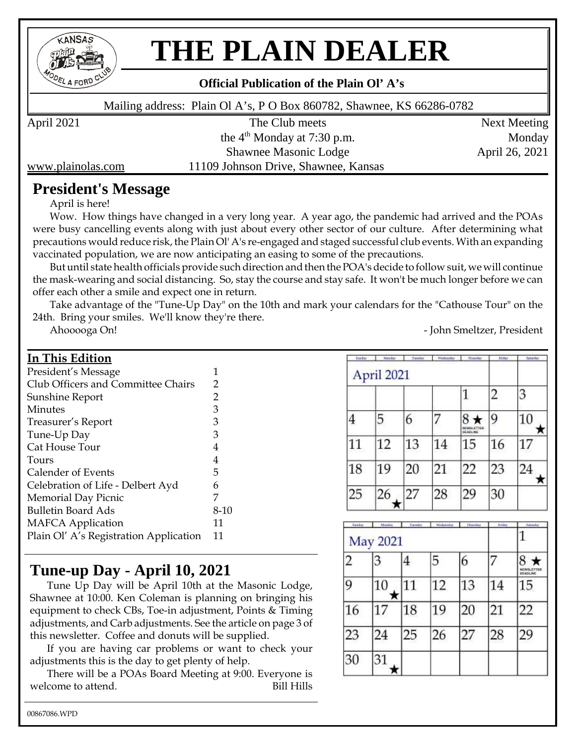# THE PLAIN DEALER

**Official Publication of the Plain Ol' A's**

Mailing address: Plain Ol A's, P O Box 860782, Shawnee, KS 66286-0782

April 2021

The Club meets the 4th Monday at 7:30 p.m.
Shawnee Masonic Lodge
11109 Johnson Drive, Shawnee, Kansas

Next Meeting
Monday
April 26, 2021

www.plainolas.com

## President's Message

April is here!

Wow. How things have changed in a very long year. A year ago, the pandemic had arrived and the POAs were busy cancelling events along with just about every other sector of our culture. After determining what precautions would reduce risk, the Plain Ol' A's re-engaged and staged successful club events. With an expanding vaccinated population, we are now anticipating an easing to some of the precautions.

But until state health officials provide such direction and then the POA's decide to follow suit, we will continue the mask-wearing and social distancing. So, stay the course and stay safe. It won't be much longer before we can offer each other a smile and expect one in return.

Take advantage of the "Tune-Up Day" on the 10th and mark your calendars for the "Cathouse Tour" on the 24th. Bring your smiles. We'll know they're there.

Ahooooga On!

\- John Smeltzer, President

### In This Edition

| | |
|---|---|
| President's Message | 1 |
| Club Officers and Committee Chairs | 2 |
| Sunshine Report | 2 |
| Minutes | 3 |
| Treasurer's Report | 3 |
| Tune-Up Day | 3 |
| Cat House Tour | 4 |
| Tours | 4 |
| Calender of Events | 5 |
| Celebration of Life - Delbert Ayd | 6 |
| Memorial Day Picnic | 7 |
| Bulletin Board Ads | 8-10 |
| MAFCA Application | 11 |
| Plain Ol' A's Registration Application | 11 |

## Tune-up Day - April 10, 2021

Tune Up Day will be April 10th at the Masonic Lodge, Shawnee at 10:00. Ken Coleman is planning on bringing his equipment to check CBs, Toe-in adjustment, Points & Timing adjustments, and Carb adjustments. See the article on page 3 of this newsletter. Coffee and donuts will be supplied.

If you are having car problems or want to check your adjustments this is the day to get plenty of help.

There will be a POAs Board Meeting at 9:00. Everyone is welcome to attend.

Bill Hills

**April 2021**

| Sunday | Monday | Tuesday | Wednesday | Thursday | Friday | Saturday |
|---|---|---|---|---|---|---|
| | | | | 1 | 2 | 3 |
| 4 | 5 | 6 | 7 | 8 ★ NEWSLETTER DEADLINE | 9 | 10 ★ |
| 11 | 12 | 13 | 14 | 15 | 16 | 17 |
| 18 | 19 | 20 | 21 | 22 | 23 | 24 ★ |
| 25 | 26 ★ | 27 | 28 | 29 | 30 | |

**May 2021**

| Sunday | Monday | Tuesday | Wednesday | Thursday | Friday | Saturday |
|---|---|---|---|---|---|---|
| | | | | | | 1 |
| 2 | 3 | 4 | 5 | 6 | 7 | 8 ★ NEWSLETTER DEADLINE |
| 9 | 10 ★ | 11 | 12 | 13 | 14 | 15 |
| 16 | 17 | 18 | 19 | 20 | 21 | 22 |
| 23 | 24 | 25 | 26 | 27 | 28 | 29 |
| 30 | 31 ★ | | | | | |

00867086.WPD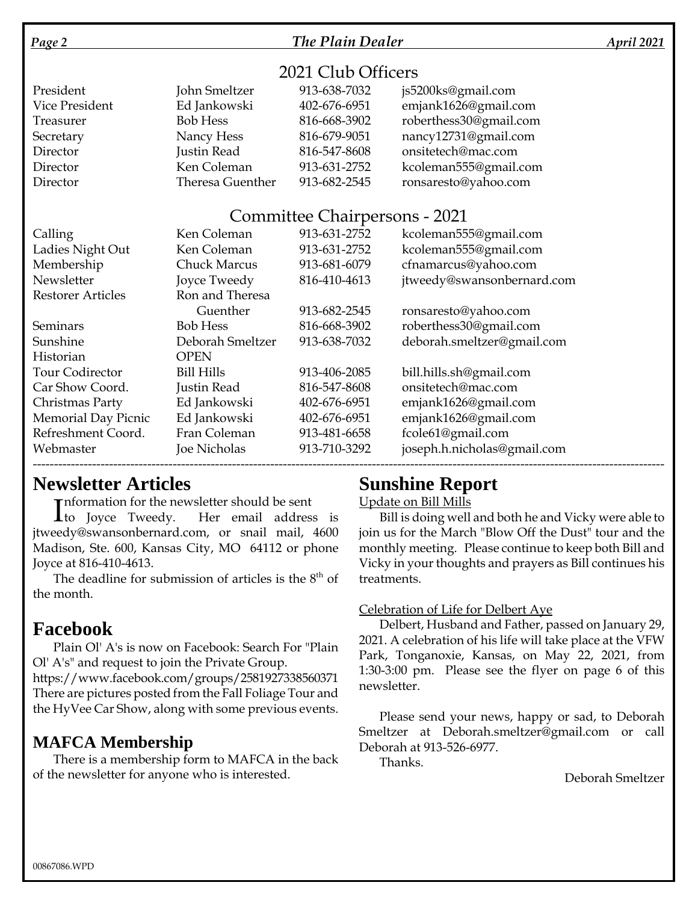## 2021 Club Officers

| | | | |
|---|---|---|---|
| President | John Smeltzer | 913-638-7032 | js5200ks@gmail.com |
| Vice President | Ed Jankowski | 402-676-6951 | emjank1626@gmail.com |
| Treasurer | Bob Hess | 816-668-3902 | roberthess30@gmail.com |
| Secretary | Nancy Hess | 816-679-9051 | nancy12731@gmail.com |
| Director | Justin Read | 816-547-8608 | onsitetech@mac.com |
| Director | Ken Coleman | 913-631-2752 | kcoleman555@gmail.com |
| Director | Theresa Guenther | 913-682-2545 | ronsaresto@yahoo.com |

## Committee Chairpersons - 2021

| | | | |
|---|---|---|---|
| Calling | Ken Coleman | 913-631-2752 | kcoleman555@gmail.com |
| Ladies Night Out | Ken Coleman | 913-631-2752 | kcoleman555@gmail.com |
| Membership | Chuck Marcus | 913-681-6079 | cfnamarcus@yahoo.com |
| Newsletter | Joyce Tweedy | 816-410-4613 | jtweedy@swansonbernard.com |
| Restorer Articles | Ron and Theresa Guenther | 913-682-2545 | ronsaresto@yahoo.com |
| Seminars | Bob Hess | 816-668-3902 | roberthess30@gmail.com |
| Sunshine | Deborah Smeltzer | 913-638-7032 | deborah.smeltzer@gmail.com |
| Historian | OPEN | | |
| Tour Codirector | Bill Hills | 913-406-2085 | bill.hills.sh@gmail.com |
| Car Show Coord. | Justin Read | 816-547-8608 | onsitetech@mac.com |
| Christmas Party | Ed Jankowski | 402-676-6951 | emjank1626@gmail.com |
| Memorial Day Picnic | Ed Jankowski | 402-676-6951 | emjank1626@gmail.com |
| Refreshment Coord. | Fran Coleman | 913-481-6658 | fcole61@gmail.com |
| Webmaster | Joe Nicholas | 913-710-3292 | joseph.h.nicholas@gmail.com |

---

## Newsletter Articles

Information for the newsletter should be sent to Joyce Tweedy. Her email address is jtweedy@swansonbernard.com, or snail mail, 4600 Madison, Ste. 600, Kansas City, MO 64112 or phone Joyce at 816-410-4613.

The deadline for submission of articles is the 8th of the month.

## Facebook

Plain Ol' A's is now on Facebook: Search For "Plain Ol' A's" and request to join the Private Group.
https://www.facebook.com/groups/2581927338560371
There are pictures posted from the Fall Foliage Tour and the HyVee Car Show, along with some previous events.

### MAFCA Membership

There is a membership form to MAFCA in the back of the newsletter for anyone who is interested.

## Sunshine Report

Update on Bill Mills

Bill is doing well and both he and Vicky were able to join us for the March "Blow Off the Dust" tour and the monthly meeting. Please continue to keep both Bill and Vicky in your thoughts and prayers as Bill continues his treatments.

Celebration of Life for Delbert Aye

Delbert, Husband and Father, passed on January 29, 2021. A celebration of his life will take place at the VFW Park, Tonganoxie, Kansas, on May 22, 2021, from 1:30-3:00 pm. Please see the flyer on page 6 of this newsletter.

Please send your news, happy or sad, to Deborah Smeltzer at Deborah.smeltzer@gmail.com or call Deborah at 913-526-6977.

Thanks.

Deborah Smeltzer

00867086.WPD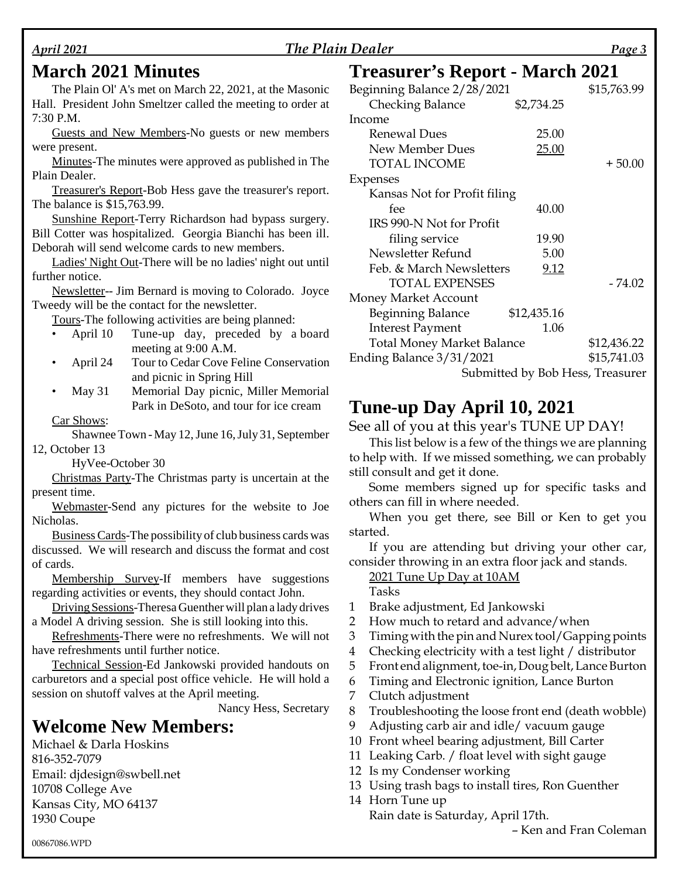## March 2021 Minutes

The Plain Ol' A's met on March 22, 2021, at the Masonic Hall. President John Smeltzer called the meeting to order at 7:30 P.M.

Guests and New Members-No guests or new members were present.

Minutes-The minutes were approved as published in The Plain Dealer.

Treasurer's Report-Bob Hess gave the treasurer's report. The balance is $15,763.99.

Sunshine Report-Terry Richardson had bypass surgery. Bill Cotter was hospitalized. Georgia Bianchi has been ill. Deborah will send welcome cards to new members.

Ladies' Night Out-There will be no ladies' night out until further notice.

Newsletter-- Jim Bernard is moving to Colorado. Joyce Tweedy will be the contact for the newsletter.

Tours-The following activities are being planned:

- April 10 Tune-up day, preceded by a board meeting at 9:00 A.M.
- April 24 Tour to Cedar Cove Feline Conservation and picnic in Spring Hill
- May 31 Memorial Day picnic, Miller Memorial Park in DeSoto, and tour for ice cream

Car Shows:

Shawnee Town - May 12, June 16, July 31, September 12, October 13

HyVee-October 30

Christmas Party-The Christmas party is uncertain at the present time.

Webmaster-Send any pictures for the website to Joe Nicholas.

Business Cards-The possibility of club business cards was discussed. We will research and discuss the format and cost of cards.

Membership Survey-If members have suggestions regarding activities or events, they should contact John.

Driving Sessions-Theresa Guenther will plan a lady drives a Model A driving session. She is still looking into this.

Refreshments-There were no refreshments. We will not have refreshments until further notice.

Technical Session-Ed Jankowski provided handouts on carburetors and a special post office vehicle. He will hold a session on shutoff valves at the April meeting.

Nancy Hess, Secretary

## Welcome New Members:

Michael & Darla Hoskins
816-352-7079
Email: djdesign@swbell.net
10708 College Ave
Kansas City, MO 64137
1930 Coupe

## Treasurer's Report - March 2021

| | | |
|---|---|---|
| Beginning Balance 2/28/2021 | | $15,763.99 |
| Checking Balance | $2,734.25 | |
| Income | | |
| Renewal Dues | 25.00 | |
| New Member Dues | 25.00 | |
| TOTAL INCOME | | + 50.00 |
| Expenses | | |
| Kansas Not for Profit filing fee | 40.00 | |
| IRS 990-N Not for Profit filing service | 19.90 | |
| Newsletter Refund | 5.00 | |
| Feb. & March Newsletters | 9.12 | |
| TOTAL EXPENSES | | - 74.02 |
| Money Market Account | | |
| Beginning Balance | $12,435.16 | |
| Interest Payment | 1.06 | |
| Total Money Market Balance | | $12,436.22 |
| Ending Balance 3/31/2021 | | $15,741.03 |

Submitted by Bob Hess, Treasurer

## Tune-up Day April 10, 2021

See all of you at this year's TUNE UP DAY!

This list below is a few of the things we are planning to help with. If we missed something, we can probably still consult and get it done.

Some members signed up for specific tasks and others can fill in where needed.

When you get there, see Bill or Ken to get you started.

If you are attending but driving your other car, consider throwing in an extra floor jack and stands.

2021 Tune Up Day at 10AM

Tasks

1. Brake adjustment, Ed Jankowski
2. How much to retard and advance/when
3. Timing with the pin and Nurex tool/Gapping points
4. Checking electricity with a test light / distributor
5. Front end alignment, toe-in, Doug belt, Lance Burton
6. Timing and Electronic ignition, Lance Burton
7. Clutch adjustment
8. Troubleshooting the loose front end (death wobble)
9. Adjusting carb air and idle/ vacuum gauge
10. Front wheel bearing adjustment, Bill Carter
11. Leaking Carb. / float level with sight gauge
12. Is my Condenser working
13. Using trash bags to install tires, Ron Guenther
14. Horn Tune up

Rain date is Saturday, April 17th.

– Ken and Fran Coleman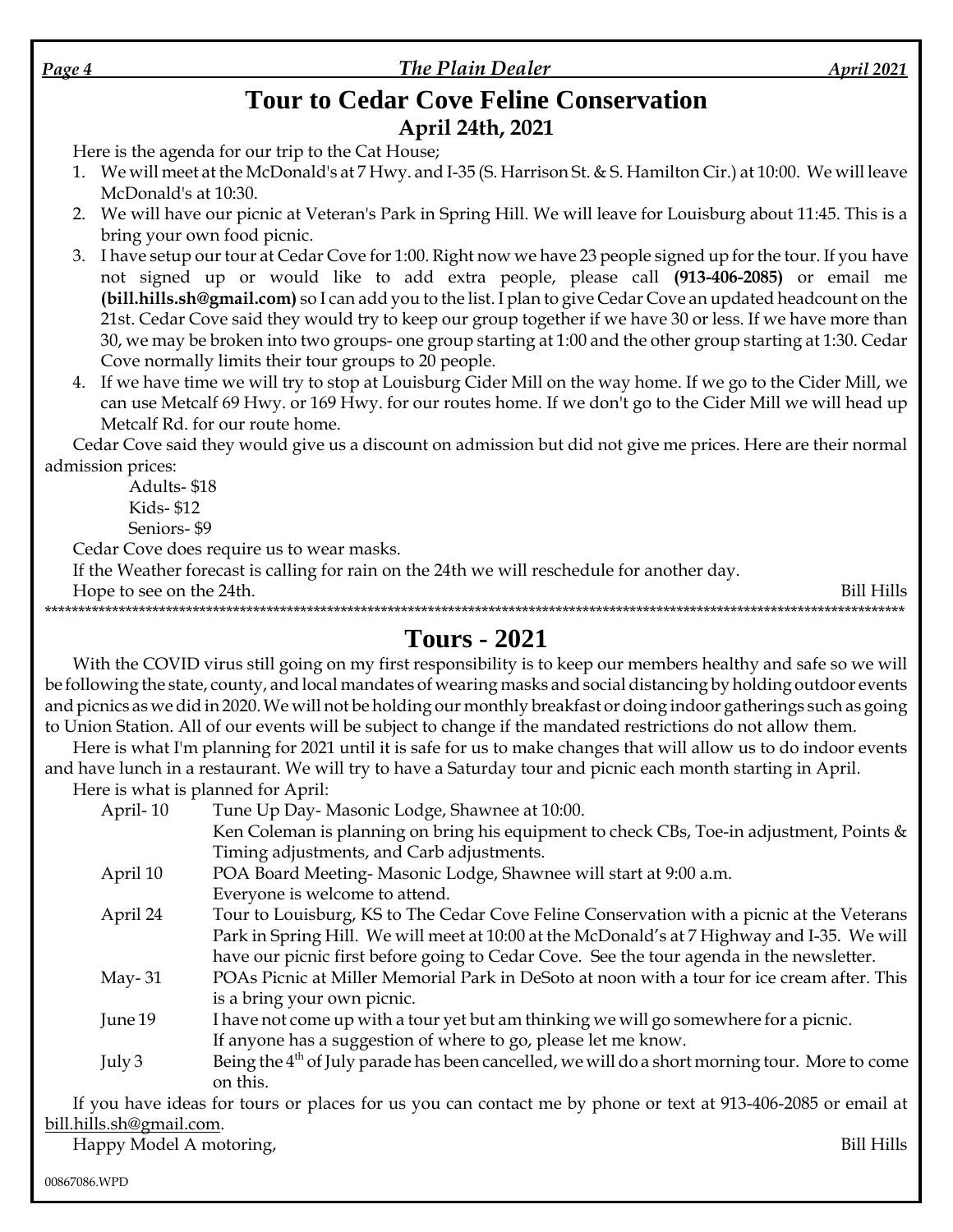# Tour to Cedar Cove Feline Conservation

## April 24th, 2021

Here is the agenda for our trip to the Cat House;

1. We will meet at the McDonald's at 7 Hwy. and I-35 (S. Harrison St. & S. Hamilton Cir.) at 10:00. We will leave McDonald's at 10:30.
2. We will have our picnic at Veteran's Park in Spring Hill. We will leave for Louisburg about 11:45. This is a bring your own food picnic.
3. I have setup our tour at Cedar Cove for 1:00. Right now we have 23 people signed up for the tour. If you have not signed up or would like to add extra people, please call **(913-406-2085)** or email me **(bill.hills.sh@gmail.com)** so I can add you to the list. I plan to give Cedar Cove an updated headcount on the 21st. Cedar Cove said they would try to keep our group together if we have 30 or less. If we have more than 30, we may be broken into two groups- one group starting at 1:00 and the other group starting at 1:30. Cedar Cove normally limits their tour groups to 20 people.
4. If we have time we will try to stop at Louisburg Cider Mill on the way home. If we go to the Cider Mill, we can use Metcalf 69 Hwy. or 169 Hwy. for our routes home. If we don't go to the Cider Mill we will head up Metcalf Rd. for our route home.

Cedar Cove said they would give us a discount on admission but did not give me prices. Here are their normal admission prices:

Adults- $18
Kids- $12
Seniors- $9

Cedar Cove does require us to wear masks.

If the Weather forecast is calling for rain on the 24th we will reschedule for another day.

Hope to see on the 24th.

Bill Hills

***

# Tours - 2021

With the COVID virus still going on my first responsibility is to keep our members healthy and safe so we will be following the state, county, and local mandates of wearing masks and social distancing by holding outdoor events and picnics as we did in 2020. We will not be holding our monthly breakfast or doing indoor gatherings such as going to Union Station. All of our events will be subject to change if the mandated restrictions do not allow them.

Here is what I'm planning for 2021 until it is safe for us to make changes that will allow us to do indoor events and have lunch in a restaurant. We will try to have a Saturday tour and picnic each month starting in April.

Here is what is planned for April:

| | |
|---|---|
| April- 10 | Tune Up Day- Masonic Lodge, Shawnee at 10:00. Ken Coleman is planning on bring his equipment to check CBs, Toe-in adjustment, Points & Timing adjustments, and Carb adjustments. |
| April 10 | POA Board Meeting- Masonic Lodge, Shawnee will start at 9:00 a.m. Everyone is welcome to attend. |
| April 24 | Tour to Louisburg, KS to The Cedar Cove Feline Conservation with a picnic at the Veterans Park in Spring Hill. We will meet at 10:00 at the McDonald's at 7 Highway and I-35. We will have our picnic first before going to Cedar Cove. See the tour agenda in the newsletter. |
| May- 31 | POAs Picnic at Miller Memorial Park in DeSoto at noon with a tour for ice cream after. This is a bring your own picnic. |
| June 19 | I have not come up with a tour yet but am thinking we will go somewhere for a picnic. If anyone has a suggestion of where to go, please let me know. |
| July 3 | Being the 4th of July parade has been cancelled, we will do a short morning tour. More to come on this. |

If you have ideas for tours or places for us you can contact me by phone or text at 913-406-2085 or email at bill.hills.sh@gmail.com.

Happy Model A motoring,

Bill Hills

00867086.WPD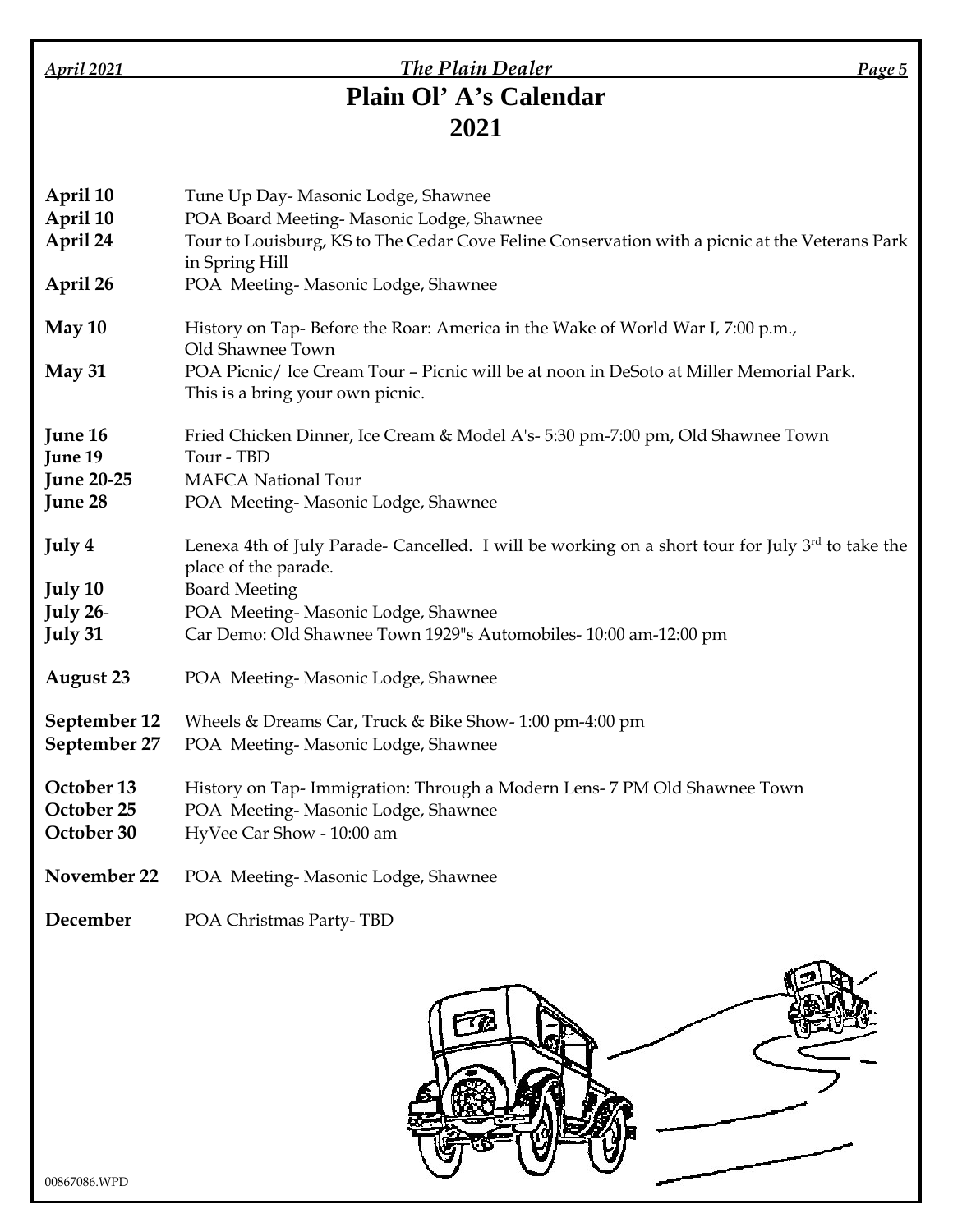# Plain Ol' A's Calendar
# 2021

| | |
|---|---|
| **April 10** | Tune Up Day- Masonic Lodge, Shawnee |
| **April 10** | POA Board Meeting- Masonic Lodge, Shawnee |
| **April 24** | Tour to Louisburg, KS to The Cedar Cove Feline Conservation with a picnic at the Veterans Park in Spring Hill |
| **April 26** | POA Meeting- Masonic Lodge, Shawnee |
| **May 10** | History on Tap- Before the Roar: America in the Wake of World War I, 7:00 p.m., Old Shawnee Town |
| **May 31** | POA Picnic/ Ice Cream Tour – Picnic will be at noon in DeSoto at Miller Memorial Park. This is a bring your own picnic. |
| **June 16** | Fried Chicken Dinner, Ice Cream & Model A's- 5:30 pm-7:00 pm, Old Shawnee Town |
| **June 19** | Tour - TBD |
| **June 20-25** | MAFCA National Tour |
| **June 28** | POA Meeting- Masonic Lodge, Shawnee |
| **July 4** | Lenexa 4th of July Parade- Cancelled. I will be working on a short tour for July 3rd to take the place of the parade. |
| **July 10** | Board Meeting |
| **July 26**- | POA Meeting- Masonic Lodge, Shawnee |
| **July 31** | Car Demo: Old Shawnee Town 1929"s Automobiles- 10:00 am-12:00 pm |
| **August 23** | POA Meeting- Masonic Lodge, Shawnee |
| **September 12** | Wheels & Dreams Car, Truck & Bike Show- 1:00 pm-4:00 pm |
| **September 27** | POA Meeting- Masonic Lodge, Shawnee |
| **October 13** | History on Tap- Immigration: Through a Modern Lens- 7 PM Old Shawnee Town |
| **October 25** | POA Meeting- Masonic Lodge, Shawnee |
| **October 30** | HyVee Car Show - 10:00 am |
| **November 22** | POA Meeting- Masonic Lodge, Shawnee |
| **December** | POA Christmas Party- TBD |

00867086.WPD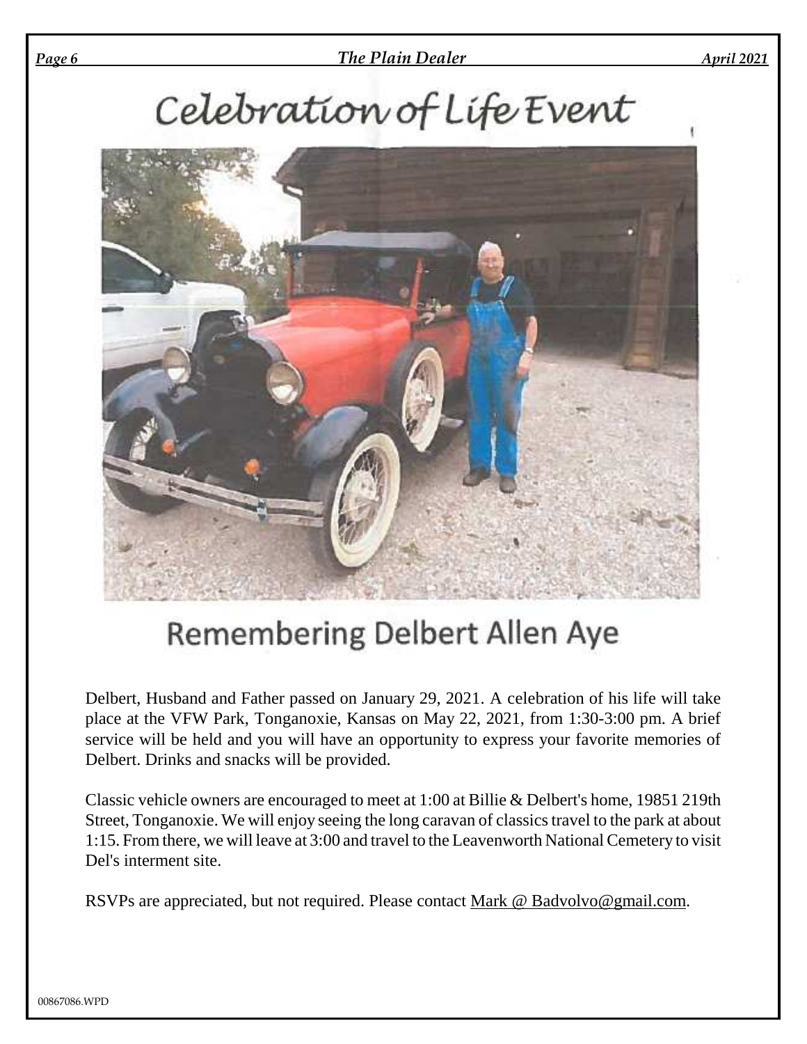# Celebration of Life Event

## Remembering Delbert Allen Aye

Delbert, Husband and Father passed on January 29, 2021. A celebration of his life will take place at the VFW Park, Tonganoxie, Kansas on May 22, 2021, from 1:30-3:00 pm. A brief service will be held and you will have an opportunity to express your favorite memories of Delbert. Drinks and snacks will be provided.

Classic vehicle owners are encouraged to meet at 1:00 at Billie & Delbert's home, 19851 219th Street, Tonganoxie. We will enjoy seeing the long caravan of classics travel to the park at about 1:15. From there, we will leave at 3:00 and travel to the Leavenworth National Cemetery to visit Del's interment site.

RSVPs are appreciated, but not required. Please contact Mark @ Badvolvo@gmail.com.

00867086.WPD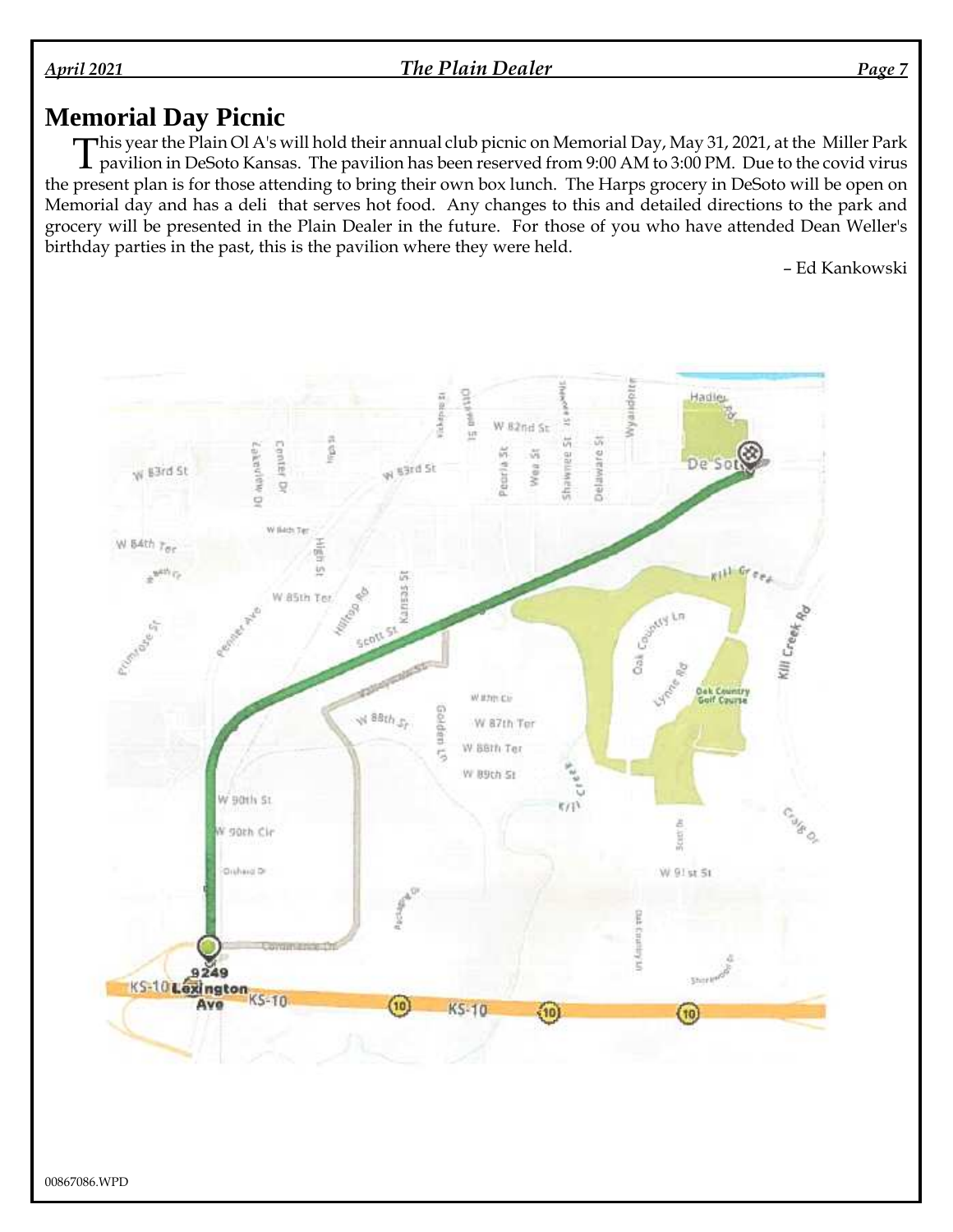# Memorial Day Picnic

This year the Plain Ol A's will hold their annual club picnic on Memorial Day, May 31, 2021, at the Miller Park pavilion in DeSoto Kansas. The pavilion has been reserved from 9:00 AM to 3:00 PM. Due to the covid virus the present plan is for those attending to bring their own box lunch. The Harps grocery in DeSoto will be open on Memorial day and has a deli that serves hot food. Any changes to this and detailed directions to the park and grocery will be presented in the Plain Dealer in the future. For those of you who have attended Dean Weller's birthday parties in the past, this is the pavilion where they were held.

– Ed Kankowski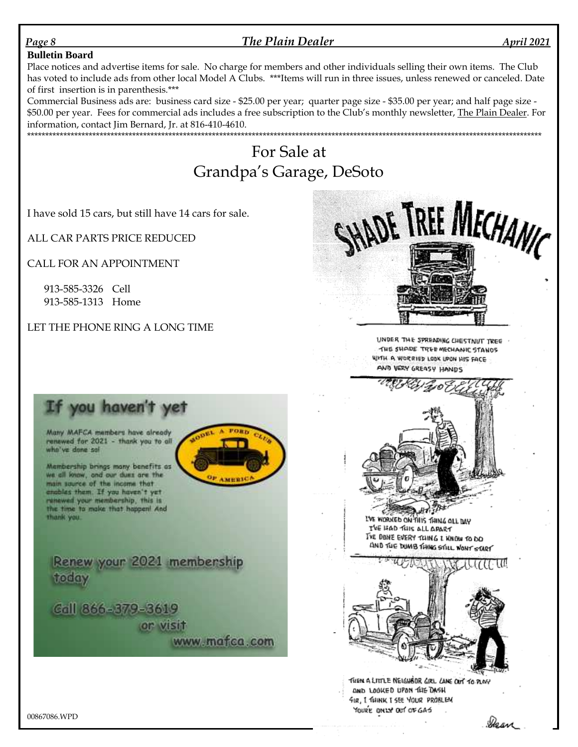**Bulletin Board**

Place notices and advertise items for sale. No charge for members and other individuals selling their own items. The Club has voted to include ads from other local Model A Clubs. ***Items will run in three issues, unless renewed or canceled. Date of first insertion is in parenthesis.***

Commercial Business ads are: business card size - $25.00 per year; quarter page size - $35.00 per year; and half page size - $50.00 per year. Fees for commercial ads includes a free subscription to the Club's monthly newsletter, The Plain Dealer. For information, contact Jim Bernard, Jr. at 816-410-4610.

*************************************************************************************************************************************************

# For Sale at Grandpa's Garage, DeSoto

I have sold 15 cars, but still have 14 cars for sale.

ALL CAR PARTS PRICE REDUCED

CALL FOR AN APPOINTMENT

913-585-3326 Cell
913-585-1313 Home

LET THE PHONE RING A LONG TIME

## If you haven't yet

Many MAFCA members have already renewed for 2021 - thank you to all who've done so!

Membership brings many benefits as we all know, and our dues are the main source of the income that enables them. If you haven't yet renewed your membership, this is the time to make that happen! And thank you.

MODEL A FORD CLUB OF AMERICA

Renew your 2021 membership today

Call 866-379-3619 or visit www.mafca.com

## SHADE TREE MECHANIC

UNDER THE SPREADING CHESTNUT TREE
THE SHADE TREE MECHANIC STANDS
WITH A WORRIED LOOK UPON HIS FACE
AND VERY GREASY HANDS

I'VE WORKED ON THIS THING ALL DAY
I'VE HAD THIS ALL APART
I'VE DONE EVERY THING I KNOW TO DO
AND THE DUMB THING STILL WONT START

THEN A LITTLE NEIGHBOR GIRL CAME OUT TO PLAY
AND LOOKED UPON THE DASH
SIR, I THINK I SEE YOUR PROBLEM
YOU'RE ONLY OUT OF GAS

Dean

00867086.WPD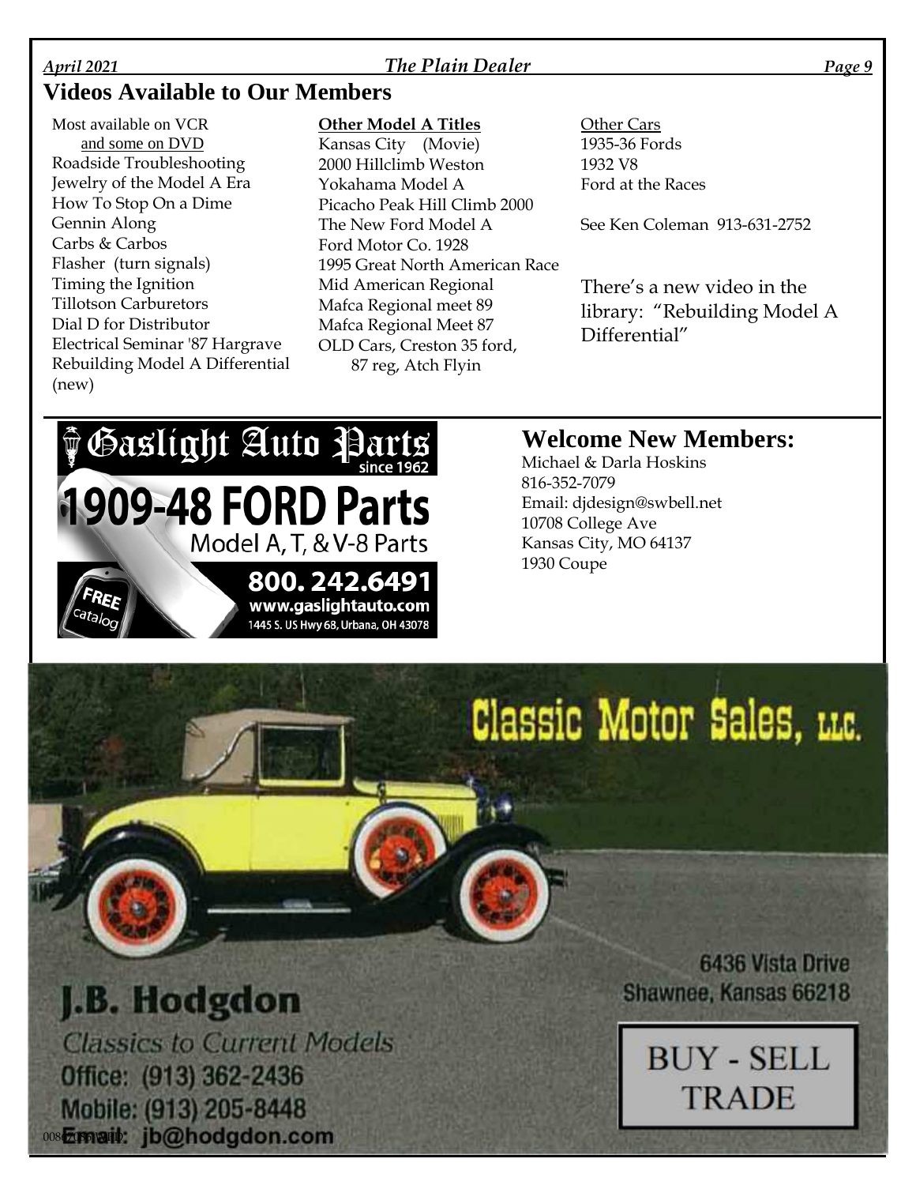## Videos Available to Our Members

Most available on VCR
and some on DVD
Roadside Troubleshooting
Jewelry of the Model A Era
How To Stop On a Dime
Gennin Along
Carbs & Carbos
Flasher (turn signals)
Timing the Ignition
Tillotson Carburetors
Dial D for Distributor
Electrical Seminar '87 Hargrave
Rebuilding Model A Differential (new)

**Other Model A Titles**
Kansas City (Movie)
2000 Hillclimb Weston
Yokahama Model A
Picacho Peak Hill Climb 2000
The New Ford Model A
Ford Motor Co. 1928
1995 Great North American Race
Mid American Regional
Mafca Regional meet 89
Mafca Regional Meet 87
OLD Cars, Creston 35 ford, 87 reg, Atch Flyin

Other Cars
1935-36 Fords
1932 V8
Ford at the Races

See Ken Coleman 913-631-2752

There's a new video in the library: "Rebuilding Model A Differential"

Gaslight Auto Parts since 1962
1909-48 FORD Parts
Model A, T, & V-8 Parts
FREE catalog
800. 242.6491
www.gaslightauto.com
1445 S. US Hwy 68, Urbana, OH 43078

## Welcome New Members:

Michael & Darla Hoskins
816-352-7079
Email: djdesign@swbell.net
10708 College Ave
Kansas City, MO 64137
1930 Coupe

Classic Motor Sales, LLC.

J.B. Hodgdon
Classics to Current Models
Office: (913) 362-2436
Mobile: (913) 205-8448
Email: jb@hodgdon.com

6436 Vista Drive
Shawnee, Kansas 66218

BUY - SELL
TRADE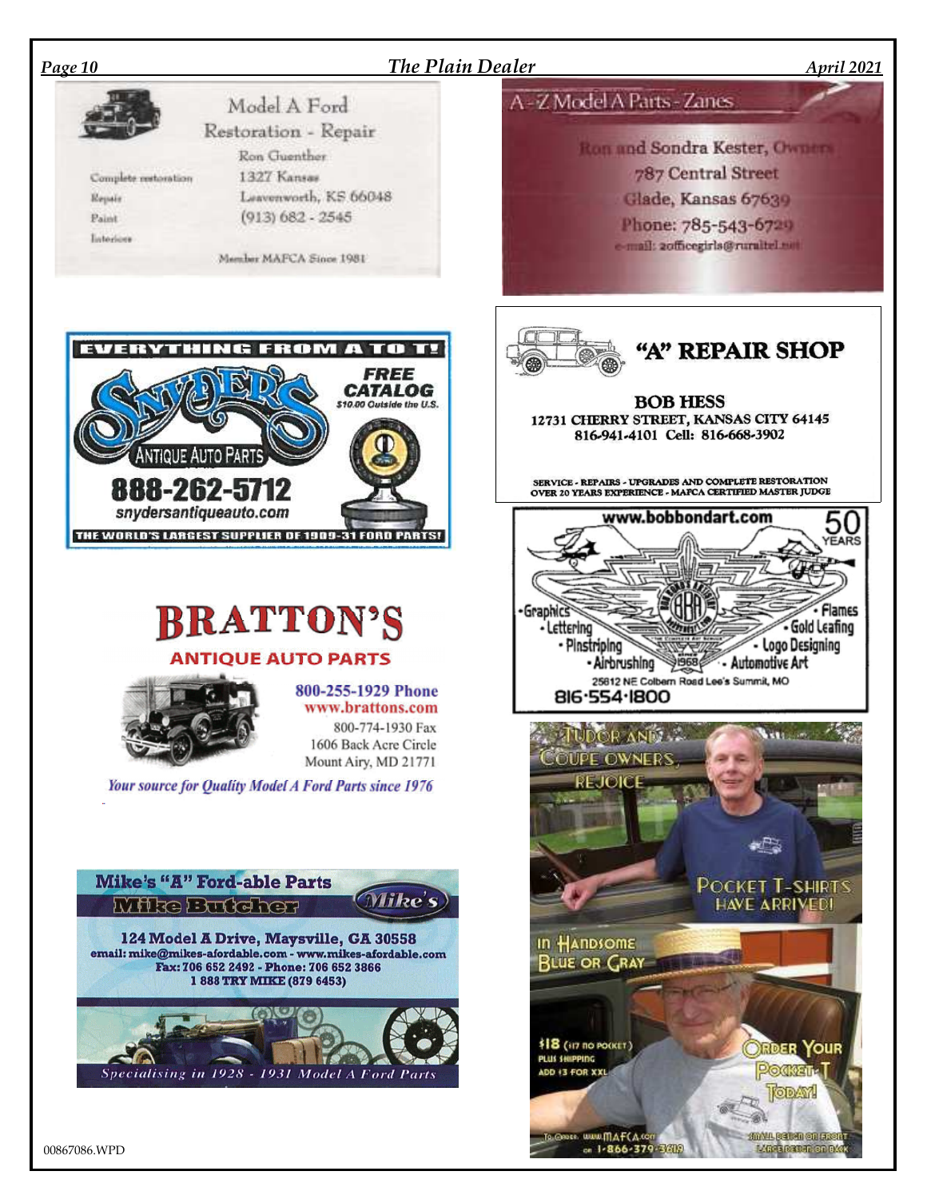## Model A Ford
### Restoration - Repair

Ron Guenther
1327 Kansas
Leavenworth, KS 66048
(913) 682 - 2545

Complete restoration
Repair
Paint
Interiors

Member MAFCA Since 1981

---

## A-Z Model A Parts - Zanes

Ron and Sondra Kester, Owners
787 Central Street
Glade, Kansas 67639
Phone: 785-543-6729
e-mail: 2officegirls@ruraltel.net

---

**EVERYTHING FROM A TO T!**

## SNYDER'S
### ANTIQUE AUTO PARTS

**FREE CATALOG**
$10.00 Outside the U.S.

**888-262-5712**
snydersantiqueauto.com

**THE WORLD'S LARGEST SUPPLIER OF 1909-31 FORD PARTS!**

---

## "A" REPAIR SHOP

**BOB HESS**
12731 CHERRY STREET, KANSAS CITY 64145
816-941-4101 Cell: 816-668-3902

SERVICE - REPAIRS - UPGRADES AND COMPLETE RESTORATION
OVER 20 YEARS EXPERIENCE - MAFCA CERTIFIED MASTER JUDGE

---

www.bobbondart.com

50 YEARS

- Graphics
- Lettering
- Pinstriping
- Airbrushing
- Flames
- Gold Leafing
- Logo Designing
- Automotive Art

25612 NE Colbern Road Lee's Summit, MO
816·554·1800

---

## BRATTON'S
### ANTIQUE AUTO PARTS

800-255-1929 Phone
www.brattons.com
800-774-1930 Fax
1606 Back Acre Circle
Mount Airy, MD 21771

*Your source for Quality Model A Ford Parts since 1976*

---

## TUDOR AND COUPE OWNERS, REJOICE

POCKET T-SHIRTS HAVE ARRIVED!

In Handsome Blue or Gray

$18 ($17 no pocket)
Plus shipping
Add $3 for XXL

Order Your Pocket-T Today!

To Order: www.MAFCA.com or 1-866-379-3619

Small design on front
Large design on back

---

## Mike's "A" Ford-able Parts
### Mike Butcher

124 Model A Drive, Maysville, GA 30558
email: mike@mikes-afordable.com - www.mikes-afordable.com
Fax: 706 652 2492 - Phone: 706 652 3866
1 888 TRY MIKE (879 6453)

*Specialising in 1928 - 1931 Model A Ford Parts*

00867086.WPD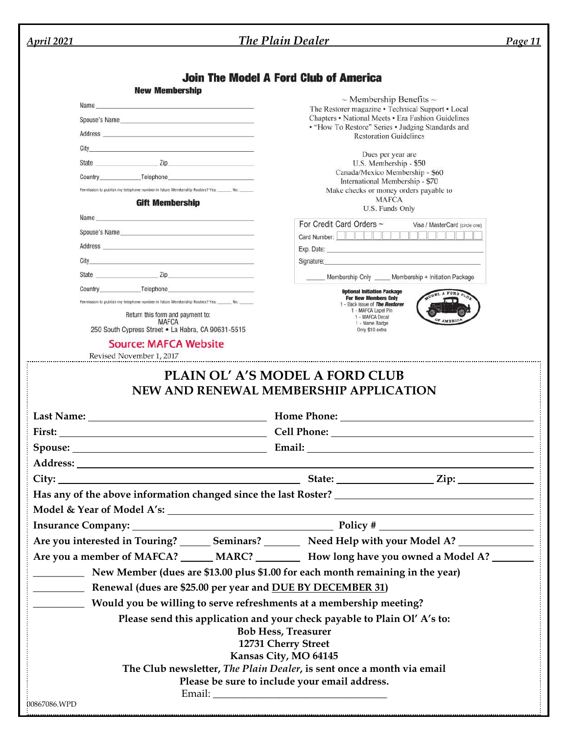# Join The Model A Ford Club of America

## New Membership

Name ______________________________

Spouse's Name ______________________________

Address ______________________________

City ______________________________

State ______________ Zip ______________

Country ___________ Telephone ______________

Permission to publish my telephone number in future Membership Rosters? Yes: ______ No: ______

## Gift Membership

Name ______________________________

Spouse's Name ______________________________

Address ______________________________

City ______________________________

State ______________ Zip ______________

Country ___________ Telephone ______________

Permission to publish my telephone number in future Membership Rosters? Yes: ______ No: ______

Return this form and payment to:
MAFCA
250 South Cypress Street • La Habra, CA 90631-5515

**Source: MAFCA Website**

Revised November 1, 2017

~ Membership Benefits ~
The Restorer magazine • Technical Support • Local Chapters • National Meets • Era Fashion Guidelines • "How To Restore" Series • Judging Standards and Restoration Guidelines

Dues per year are
U.S. Membership - $50
Canada/Mexico Membership - $60
International Membership - $70
Make checks or money orders payable to
MAFCA
U.S. Funds Only

For Credit Card Orders ~ Visa / MasterCard (circle one)

Card Number: ______________

Exp. Date: ______________

Signature: ______________

_____ Membership Only _____ Membership + Initiation Package

**Optional Initiation Package**
**For New Members Only**
1 - Back issue of ***The Restorer***
1 - MAFCA Lapel Pin
1 - MAFCA Decal
1 - Name Badge
Only $10 extra

MODEL A FORD CLUB OF AMERICA

---

# PLAIN OL' A'S MODEL A FORD CLUB
## NEW AND RENEWAL MEMBERSHIP APPLICATION

**Last Name:** ______________________ **Home Phone:** ______________________

**First:** ______________________ **Cell Phone:** ______________________

**Spouse:** ______________________ **Email:** ______________________

**Address:** ______________________________________________

**City:** ______________________ **State:** ______________ **Zip:** ______________

**Has any of the above information changed since the last Roster?** ______________________

**Model & Year of Model A's:** ______________________________________________

**Insurance Company:** ______________________ **Policy #** ______________________

**Are you interested in Touring?** ______ **Seminars?** ______ **Need Help with your Model A?** ______________

**Are you a member of MAFCA?** ______ **MARC?** ________ **How long have you owned a Model A?** ________

__________ **New Member (dues are $13.00 plus $1.00 for each month remaining in the year)**

__________ **Renewal (dues are $25.00 per year and DUE BY DECEMBER 31)**

__________ **Would you be willing to serve refreshments at a membership meeting?**

**Please send this application and your check payable to Plain Ol' A's to:**
**Bob Hess, Treasurer**
**12731 Cherry Street**
**Kansas City, MO 64145**
**The Club newsletter, *The Plain Dealer*, is sent once a month via email**
**Please be sure to include your email address.**
Email: ______________________________

00867086.WPD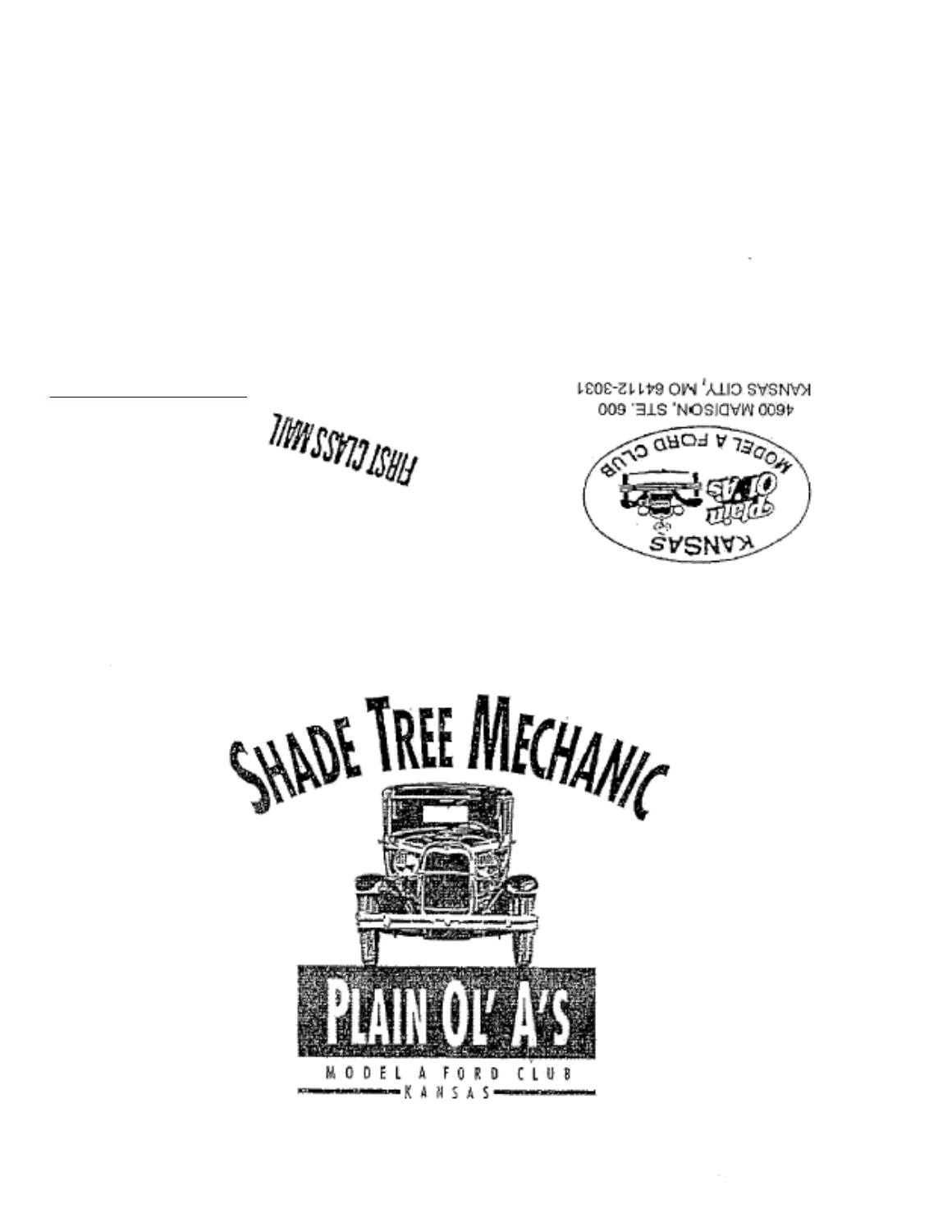4600 MADISON, STE. 600
KANSAS CITY, MO 64112-3031

FIRST CLASS MAIL

SHADE TREE MECHANIC

PLAIN OL' A'S

MODEL A FORD CLUB

KANSAS